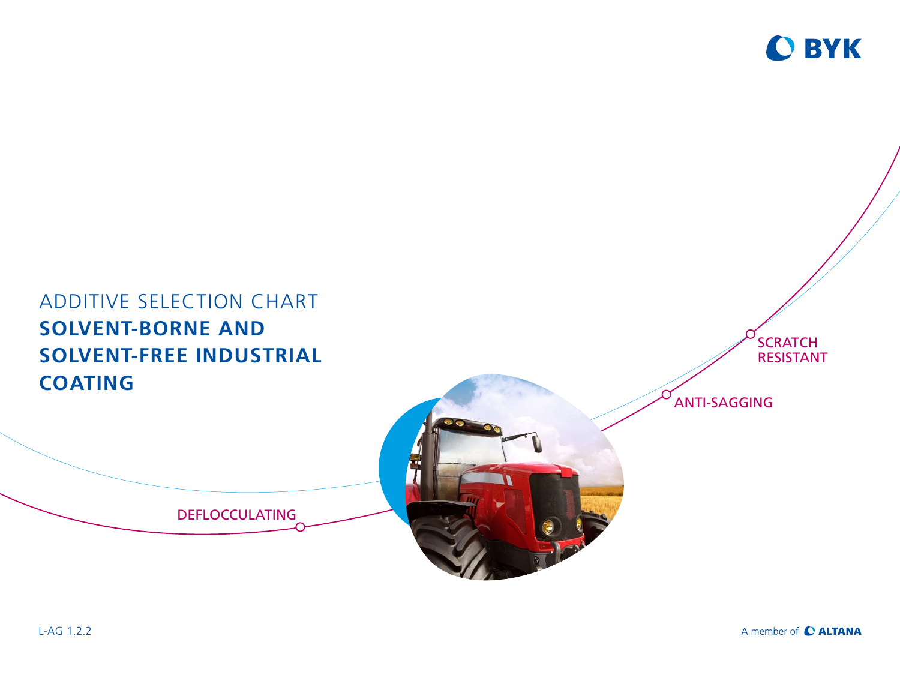# ADDITIVE SELECTION CHART

## SOLVENT-BORNE AND SOLVENT-FREE INDUSTRIAL COATING

SCRATCH RESISTANT

ANTI-SAGGING

DEFLOCCULATING

L-AG 1.2.2

A member of ALTANA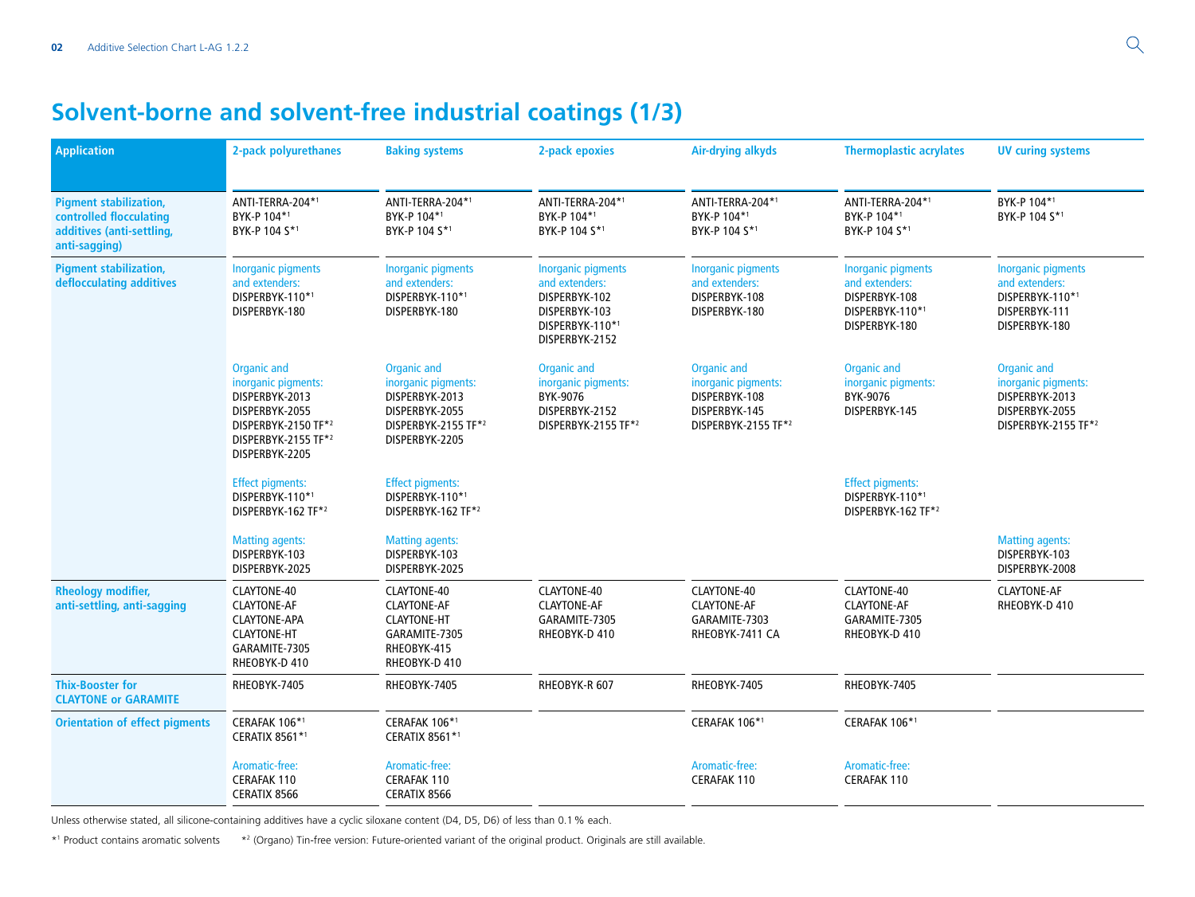# Solvent-borne and solvent-free industrial coatings (1/3)

| Application | 2-pack polyurethanes | Baking systems | 2-pack epoxies | Air-drying alkyds | Thermoplastic acrylates | UV curing systems |
|---|---|---|---|---|---|---|
| **Pigment stabilization, controlled flocculating additives (anti-settling, anti-sagging)** | ANTI-TERRA-204*1<br>BYK-P 104*1<br>BYK-P 104 S*1 | ANTI-TERRA-204*1<br>BYK-P 104*1<br>BYK-P 104 S*1 | ANTI-TERRA-204*1<br>BYK-P 104*1<br>BYK-P 104 S*1 | ANTI-TERRA-204*1<br>BYK-P 104*1<br>BYK-P 104 S*1 | ANTI-TERRA-204*1<br>BYK-P 104*1<br>BYK-P 104 S*1 | BYK-P 104*1<br>BYK-P 104 S*1 |
| **Pigment stabilization, deflocculating additives** | Inorganic pigments and extenders:<br>DISPERBYK-110*1<br>DISPERBYK-180<br><br>Organic and inorganic pigments:<br>DISPERBYK-2013<br>DISPERBYK-2055<br>DISPERBYK-2150 TF*2<br>DISPERBYK-2155 TF*2<br>DISPERBYK-2205<br><br>Effect pigments:<br>DISPERBYK-110*1<br>DISPERBYK-162 TF*2<br><br>Matting agents:<br>DISPERBYK-103<br>DISPERBYK-2025 | Inorganic pigments and extenders:<br>DISPERBYK-110*1<br>DISPERBYK-180<br><br>Organic and inorganic pigments:<br>DISPERBYK-2013<br>DISPERBYK-2055<br>DISPERBYK-2155 TF*2<br>DISPERBYK-2205<br><br>Effect pigments:<br>DISPERBYK-110*1<br>DISPERBYK-162 TF*2<br><br>Matting agents:<br>DISPERBYK-103<br>DISPERBYK-2025 | Inorganic pigments and extenders:<br>DISPERBYK-102<br>DISPERBYK-103<br>DISPERBYK-110*1<br>DISPERBYK-2152<br><br>Organic and inorganic pigments:<br>BYK-9076<br>DISPERBYK-2152<br>DISPERBYK-2155 TF*2 | Inorganic pigments and extenders:<br>DISPERBYK-108<br>DISPERBYK-180<br><br>Organic and inorganic pigments:<br>DISPERBYK-108<br>DISPERBYK-145<br>DISPERBYK-2155 TF*2 | Inorganic pigments and extenders:<br>DISPERBYK-108<br>DISPERBYK-110*1<br>DISPERBYK-180<br><br>Organic and inorganic pigments:<br>BYK-9076<br>DISPERBYK-145<br><br>Effect pigments:<br>DISPERBYK-110*1<br>DISPERBYK-162 TF*2 | Inorganic pigments and extenders:<br>DISPERBYK-110*1<br>DISPERBYK-111<br>DISPERBYK-180<br><br>Organic and inorganic pigments:<br>DISPERBYK-2013<br>DISPERBYK-2055<br>DISPERBYK-2155 TF*2<br><br>Matting agents:<br>DISPERBYK-103<br>DISPERBYK-2008 |
| **Rheology modifier, anti-settling, anti-sagging** | CLAYTONE-40<br>CLAYTONE-AF<br>CLAYTONE-APA<br>CLAYTONE-HT<br>GARAMITE-7305<br>RHEOBYK-D 410 | CLAYTONE-40<br>CLAYTONE-AF<br>CLAYTONE-HT<br>GARAMITE-7305<br>RHEOBYK-415<br>RHEOBYK-D 410 | CLAYTONE-40<br>CLAYTONE-AF<br>GARAMITE-7305<br>RHEOBYK-D 410 | CLAYTONE-40<br>CLAYTONE-AF<br>GARAMITE-7303<br>RHEOBYK-7411 CA | CLAYTONE-40<br>CLAYTONE-AF<br>GARAMITE-7305<br>RHEOBYK-D 410 | CLAYTONE-AF<br>RHEOBYK-D 410 |
| **Thix-Booster for CLAYTONE or GARAMITE** | RHEOBYK-7405 | RHEOBYK-7405 | RHEOBYK-R 607 | RHEOBYK-7405 | RHEOBYK-7405 | |
| **Orientation of effect pigments** | CERAFAK 106*1<br>CERATIX 8561*1<br><br>Aromatic-free:<br>CERAFAK 110<br>CERATIX 8566 | CERAFAK 106*1<br>CERATIX 8561*1<br><br>Aromatic-free:<br>CERAFAK 110<br>CERATIX 8566 | | CERAFAK 106*1<br><br>Aromatic-free:<br>CERAFAK 110 | CERAFAK 106*1<br><br>Aromatic-free:<br>CERAFAK 110 | |

Unless otherwise stated, all silicone-containing additives have a cyclic siloxane content (D4, D5, D6) of less than 0.1 % each.

*1 Product contains aromatic solvents    *2 (Organo) Tin-free version: Future-oriented variant of the original product. Originals are still available.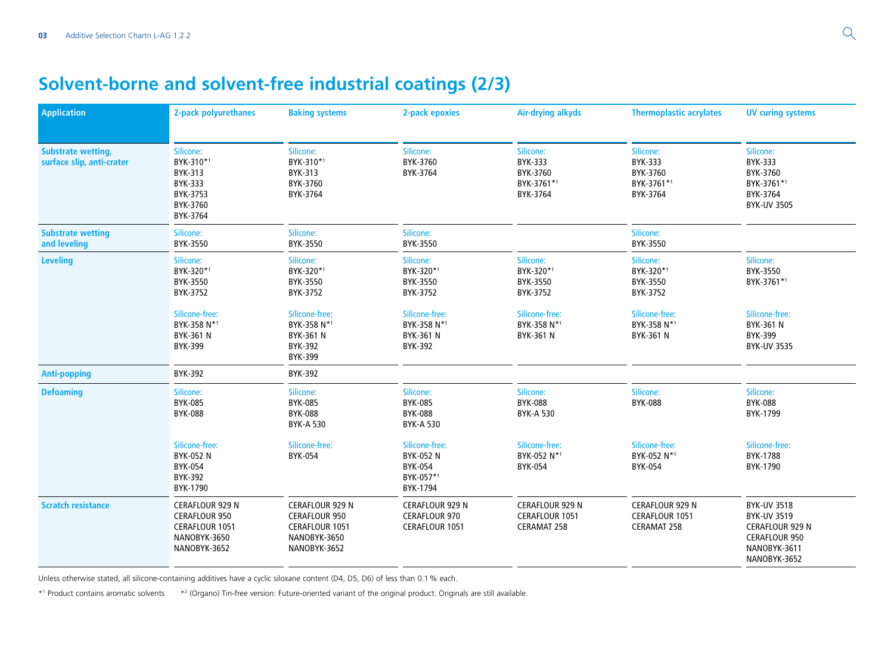# Solvent-borne and solvent-free industrial coatings (2/3)

| Application | 2-pack polyurethanes | Baking systems | 2-pack epoxies | Air-drying alkyds | Thermoplastic acrylates | UV curing systems |
|---|---|---|---|---|---|---|
| Substrate wetting, surface slip, anti-crater | Silicone:<br>BYK-310*[1]<br>BYK-313<br>BYK-333<br>BYK-3753<br>BYK-3760<br>BYK-3764 | Silicone:<br>BYK-310*[1]<br>BYK-313<br>BYK-3760<br>BYK-3764 | Silicone:<br>BYK-3760<br>BYK-3764 | Silicone:<br>BYK-333<br>BYK-3760<br>BYK-3761*[1]<br>BYK-3764 | Silicone:<br>BYK-333<br>BYK-3760<br>BYK-3761*[1]<br>BYK-3764 | Silicone:<br>BYK-333<br>BYK-3760<br>BYK-3761*[1]<br>BYK-3764<br>BYK-UV 3505 |
| Substrate wetting and leveling | Silicone:<br>BYK-3550 | Silicone:<br>BYK-3550 | Silicone:<br>BYK-3550 | | Silicone:<br>BYK-3550 | |
| Leveling | Silicone:<br>BYK-320*[1]<br>BYK-3550<br>BYK-3752<br><br>Silicone-free:<br>BYK-358 N*[1]<br>BYK-361 N<br>BYK-399 | Silicone:<br>BYK-320*[1]<br>BYK-3550<br>BYK-3752<br><br>Silicone-free:<br>BYK-358 N*[1]<br>BYK-361 N<br>BYK-392<br>BYK-399 | Silicone:<br>BYK-320*[1]<br>BYK-3550<br>BYK-3752<br><br>Silicone-free:<br>BYK-358 N*[1]<br>BYK-361 N<br>BYK-392 | Silicone:<br>BYK-320*[1]<br>BYK-3550<br>BYK-3752<br><br>Silicone-free:<br>BYK-358 N*[1]<br>BYK-361 N | Silicone:<br>BYK-320*[1]<br>BYK-3550<br>BYK-3752<br><br>Silicone-free:<br>BYK-358 N*[1]<br>BYK-361 N | Silicone:<br>BYK-3550<br>BYK-3761*[1]<br><br>Silicone-free:<br>BYK-361 N<br>BYK-399<br>BYK-UV 3535 |
| Anti-popping | BYK-392 | BYK-392 | | | | |
| Defoaming | Silicone:<br>BYK-085<br>BYK-088<br><br>Silicone-free:<br>BYK-052 N<br>BYK-054<br>BYK-392<br>BYK-1790 | Silicone:<br>BYK-085<br>BYK-088<br>BYK-A 530<br><br>Silicone-free:<br>BYK-054 | Silicone:<br>BYK-085<br>BYK-088<br>BYK-A 530<br><br>Silicone-free:<br>BYK-052 N<br>BYK-054<br>BYK-057*[1]<br>BYK-1794 | Silicone:<br>BYK-088<br>BYK-A 530<br><br>Silicone-free:<br>BYK-052 N*[1]<br>BYK-054 | Silicone:<br>BYK-088<br><br>Silicone-free:<br>BYK-052 N*[1]<br>BYK-054 | Silicone:<br>BYK-088<br>BYK-1799<br><br>Silicone-free:<br>BYK-1788<br>BYK-1790 |
| Scratch resistance | CERAFLOUR 929 N<br>CERAFLOUR 950<br>CERAFLOUR 1051<br>NANOBYK-3650<br>NANOBYK-3652 | CERAFLOUR 929 N<br>CERAFLOUR 950<br>CERAFLOUR 1051<br>NANOBYK-3650<br>NANOBYK-3652 | CERAFLOUR 929 N<br>CERAFLOUR 970<br>CERAFLOUR 1051 | CERAFLOUR 929 N<br>CERAFLOUR 1051<br>CERAMAT 258 | CERAFLOUR 929 N<br>CERAFLOUR 1051<br>CERAMAT 258 | BYK-UV 3518<br>BYK-UV 3519<br>CERAFLOUR 929 N<br>CERAFLOUR 950<br>NANOBYK-3611<br>NANOBYK-3652 |

Unless otherwise stated, all silicone-containing additives have a cyclic siloxane content (D4, D5, D6) of less than 0.1 % each.

*[1] Product contains aromatic solvents *[2] (Organo) Tin-free version: Future-oriented variant of the original product. Originals are still available.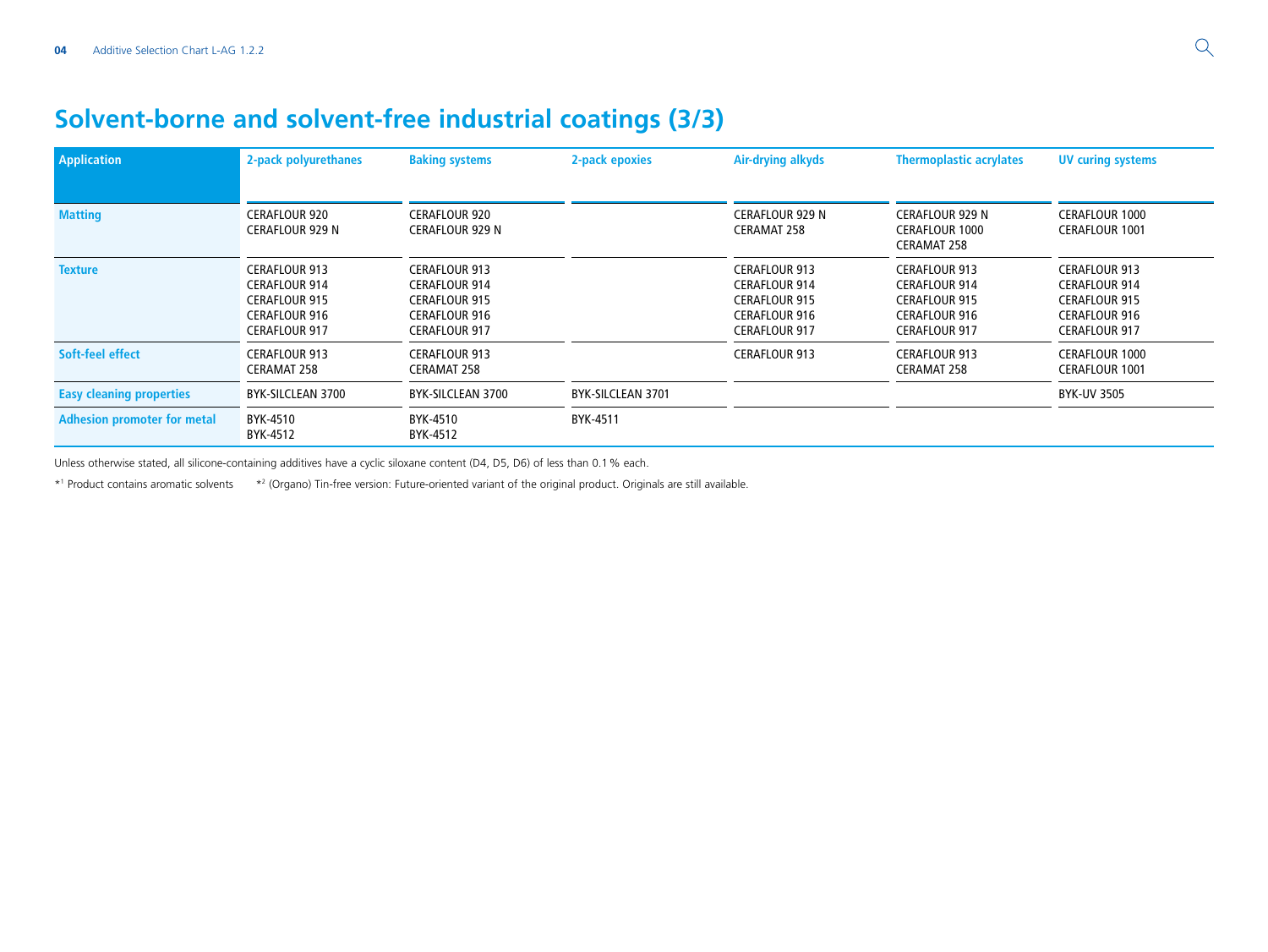# Solvent-borne and solvent-free industrial coatings (3/3)

| Application | 2-pack polyurethanes | Baking systems | 2-pack epoxies | Air-drying alkyds | Thermoplastic acrylates | UV curing systems |
|---|---|---|---|---|---|---|
| **Matting** | CERAFLOUR 920<br>CERAFLOUR 929 N | CERAFLOUR 920<br>CERAFLOUR 929 N | | CERAFLOUR 929 N<br>CERAMAT 258 | CERAFLOUR 929 N<br>CERAFLOUR 1000<br>CERAMAT 258 | CERAFLOUR 1000<br>CERAFLOUR 1001 |
| **Texture** | CERAFLOUR 913<br>CERAFLOUR 914<br>CERAFLOUR 915<br>CERAFLOUR 916<br>CERAFLOUR 917 | CERAFLOUR 913<br>CERAFLOUR 914<br>CERAFLOUR 915<br>CERAFLOUR 916<br>CERAFLOUR 917 | | CERAFLOUR 913<br>CERAFLOUR 914<br>CERAFLOUR 915<br>CERAFLOUR 916<br>CERAFLOUR 917 | CERAFLOUR 913<br>CERAFLOUR 914<br>CERAFLOUR 915<br>CERAFLOUR 916<br>CERAFLOUR 917 | CERAFLOUR 913<br>CERAFLOUR 914<br>CERAFLOUR 915<br>CERAFLOUR 916<br>CERAFLOUR 917 |
| **Soft-feel effect** | CERAFLOUR 913<br>CERAMAT 258 | CERAFLOUR 913<br>CERAMAT 258 | | CERAFLOUR 913 | CERAFLOUR 913<br>CERAMAT 258 | CERAFLOUR 1000<br>CERAFLOUR 1001 |
| **Easy cleaning properties** | BYK-SILCLEAN 3700 | BYK-SILCLEAN 3700 | BYK-SILCLEAN 3701 | | | BYK-UV 3505 |
| **Adhesion promoter for metal** | BYK-4510<br>BYK-4512 | BYK-4510<br>BYK-4512 | BYK-4511 | | | |

Unless otherwise stated, all silicone-containing additives have a cyclic siloxane content (D4, D5, D6) of less than 0.1 % each.

*[1] Product contains aromatic solvents *[2] (Organo) Tin-free version: Future-oriented variant of the original product. Originals are still available.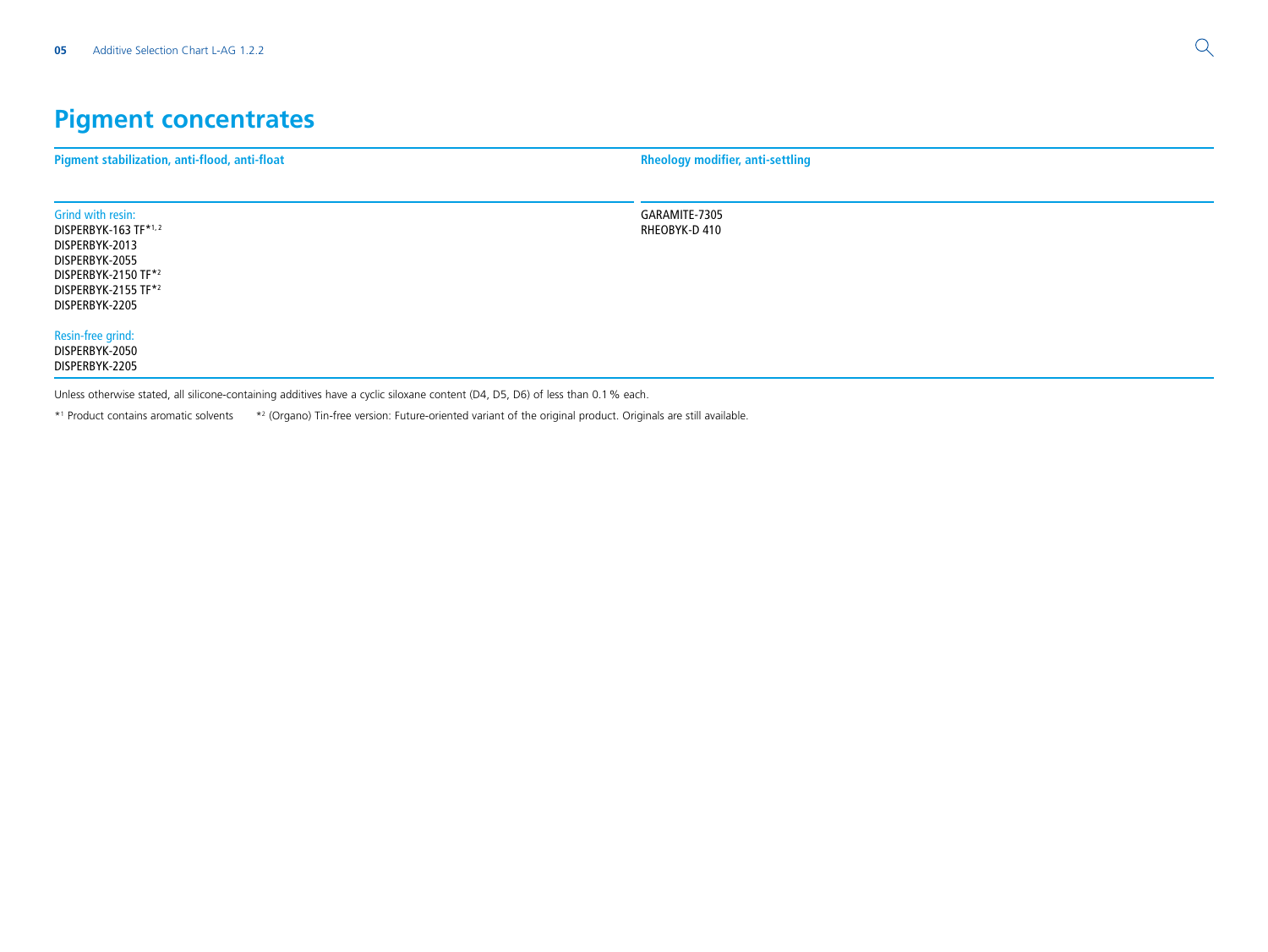# Pigment concentrates

| Pigment stabilization, anti-flood, anti-float | Rheology modifier, anti-settling |
| --- | --- |
| Grind with resin:<br>DISPERBYK-163 TF*[1,2]<br>DISPERBYK-2013<br>DISPERBYK-2055<br>DISPERBYK-2150 TF*[2]<br>DISPERBYK-2155 TF*[2]<br>DISPERBYK-2205<br><br>Resin-free grind:<br>DISPERBYK-2050<br>DISPERBYK-2205 | GARAMITE-7305<br>RHEOBYK-D 410 |

Unless otherwise stated, all silicone-containing additives have a cyclic siloxane content (D4, D5, D6) of less than 0.1 % each.

*[1] Product contains aromatic solvents *[2] (Organo) Tin-free version: Future-oriented variant of the original product. Originals are still available.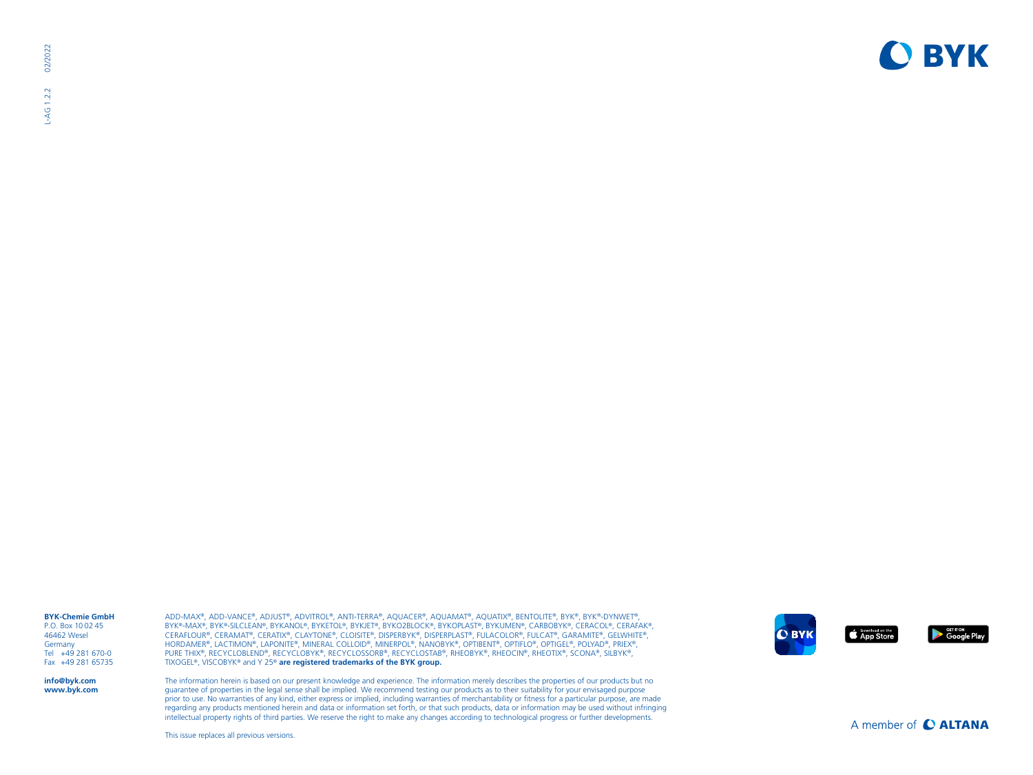L-AG 1.2.2 02/2022

**BYK-Chemie GmbH**
P.O. Box 10 02 45
46462 Wesel
Germany
Tel +49 281 670-0
Fax +49 281 65735

**info@byk.com**
**www.byk.com**

ADD-MAX®, ADD-VANCE®, ADJUST®, ADVITROL®, ANTI-TERRA®, AQUACER®, AQUAMAT®, AQUATIX®, BENTOLITE®, BYK®, BYK®-DYNWET®, BYK®-MAX®, BYK®-SILCLEAN®, BYKANOL®, BYKETOL®, BYKJET®, BYKO2BLOCK®, BYKOPLAST®, BYKUMEN®, CARBOBYK®, CERACOL®, CERAFAK®, CERAFLOUR®, CERAMAT®, CERATIX®, CLAYTONE®, CLOISITE®, DISPERBYK®, DISPERPLAST®, FULACOLOR®, FULCAT®, GARAMITE®, GELWHITE®, HORDAMER®, LACTIMON®, LAPONITE®, MINERAL COLLOID®, MINERPOL®, NANOBYK®, OPTIBENT®, OPTIFLO®, OPTIGEL®, POLYAD®, PRIEX®, PURE THIX®, RECYCLOBLEND®, RECYCLOBYK®, RECYCLOSSORB®, RECYCLOSTAB®, RHEOBYK®, RHEOCIN®, RHEOTIX®, SCONA®, SILBYK®, TIXOGEL®, VISCOBYK® and Y 25® **are registered trademarks of the BYK group.**

The information herein is based on our present knowledge and experience. The information merely describes the properties of our products but no guarantee of properties in the legal sense shall be implied. We recommend testing our products as to their suitability for your envisaged purpose prior to use. No warranties of any kind, either express or implied, including warranties of merchantability or fitness for a particular purpose, are made regarding any products mentioned herein and data or information set forth, or that such products, data or information may be used without infringing intellectual property rights of third parties. We reserve the right to make any changes according to technological progress or further developments.

This issue replaces all previous versions.

A member of ALTANA